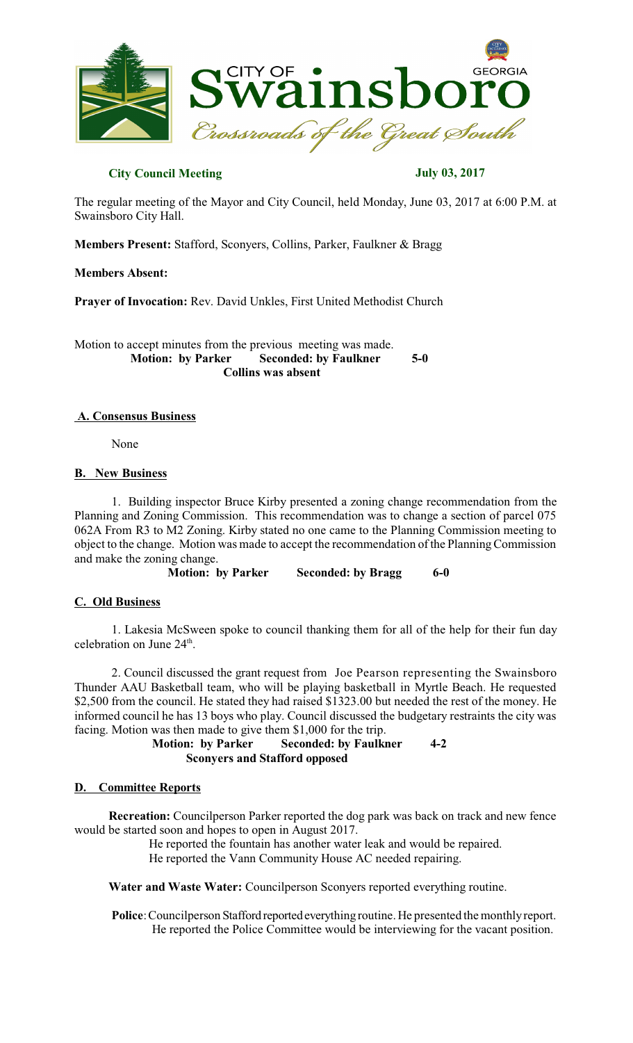**City Council Meeting** **July 03, 2017**

The regular meeting of the Mayor and City Council, held Monday, June 03, 2017 at 6:00 P.M. at Swainsboro City Hall.

**Members Present:** Stafford, Sconyers, Collins, Parker, Faulkner & Bragg

**Members Absent:**

**Prayer of Invocation:** Rev. David Unkles, First United Methodist Church

Motion to accept minutes from the previous meeting was made.

**Motion: by Parker Seconded: by Faulkner 5-0**
**Collins was absent**

## A. Consensus Business

None

## B. New Business

1. Building inspector Bruce Kirby presented a zoning change recommendation from the Planning and Zoning Commission. This recommendation was to change a section of parcel 075 062A From R3 to M2 Zoning. Kirby stated no one came to the Planning Commission meeting to object to the change. Motion was made to accept the recommendation of the Planning Commission and make the zoning change.

**Motion: by Parker Seconded: by Bragg 6-0**

## C. Old Business

1. Lakesia McSween spoke to council thanking them for all of the help for their fun day celebration on June 24th.

2. Council discussed the grant request from Joe Pearson representing the Swainsboro Thunder AAU Basketball team, who will be playing basketball in Myrtle Beach. He requested $2,500 from the council. He stated they had raised $1323.00 but needed the rest of the money. He informed council he has 13 boys who play. Council discussed the budgetary restraints the city was facing. Motion was then made to give them $1,000 for the trip.

**Motion: by Parker Seconded: by Faulkner 4-2**
**Sconyers and Stafford opposed**

## D. Committee Reports

**Recreation:** Councilperson Parker reported the dog park was back on track and new fence would be started soon and hopes to open in August 2017.

He reported the fountain has another water leak and would be repaired.

He reported the Vann Community House AC needed repairing.

**Water and Waste Water:** Councilperson Sconyers reported everything routine.

**Police**: Councilperson Stafford reported everything routine. He presented the monthly report. He reported the Police Committee would be interviewing for the vacant position.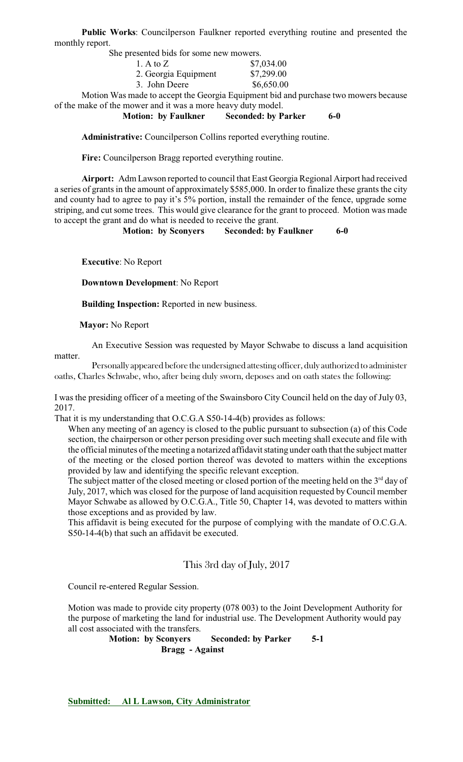**Public Works**: Councilperson Faulkner reported everything routine and presented the monthly report.

She presented bids for some new mowers.

| | |
|---|---|
| 1. A to Z | $7,034.00 |
| 2. Georgia Equipment | $7,299.00 |
| 3. John Deere | $6,650.00 |

Motion Was made to accept the Georgia Equipment bid and purchase two mowers because of the make of the mower and it was a more heavy duty model.

**Motion: by Faulkner  Seconded: by Parker  6-0**

**Administrative:** Councilperson Collins reported everything routine.

**Fire:** Councilperson Bragg reported everything routine.

**Airport:** Adm Lawson reported to council that East Georgia Regional Airport had received a series of grants in the amount of approximately $585,000. In order to finalize these grants the city and county had to agree to pay it's 5% portion, install the remainder of the fence, upgrade some striping, and cut some trees. This would give clearance for the grant to proceed. Motion was made to accept the grant and do what is needed to receive the grant.

**Motion: by Sconyers  Seconded: by Faulkner  6-0**

**Executive**: No Report

**Downtown Development**: No Report

**Building Inspection:** Reported in new business.

**Mayor:** No Report

An Executive Session was requested by Mayor Schwabe to discuss a land acquisition matter.

Personally appeared before the undersigned attesting officer, duly authorized to administer oaths, Charles Schwabe, who, after being duly sworn, deposes and on oath states the following:

I was the presiding officer of a meeting of the Swainsboro City Council held on the day of July 03, 2017.

That it is my understanding that O.C.G.A S50-14-4(b) provides as follows:

When any meeting of an agency is closed to the public pursuant to subsection (a) of this Code section, the chairperson or other person presiding over such meeting shall execute and file with the official minutes of the meeting a notarized affidavit stating under oath that the subject matter of the meeting or the closed portion thereof was devoted to matters within the exceptions provided by law and identifying the specific relevant exception.

The subject matter of the closed meeting or closed portion of the meeting held on the 3rd day of July, 2017, which was closed for the purpose of land acquisition requested by Council member Mayor Schwabe as allowed by O.C.G.A., Title 50, Chapter 14, was devoted to matters within those exceptions and as provided by law.

This affidavit is being executed for the purpose of complying with the mandate of O.C.G.A. S50-14-4(b) that such an affidavit be executed.

This 3rd day of July, 2017

Council re-entered Regular Session.

Motion was made to provide city property (078 003) to the Joint Development Authority for the purpose of marketing the land for industrial use. The Development Authority would pay all cost associated with the transfers.

**Motion: by Sconyers  Seconded: by Parker  5-1**
**Bragg - Against**

**Submitted: Al L Lawson, City Administrator**